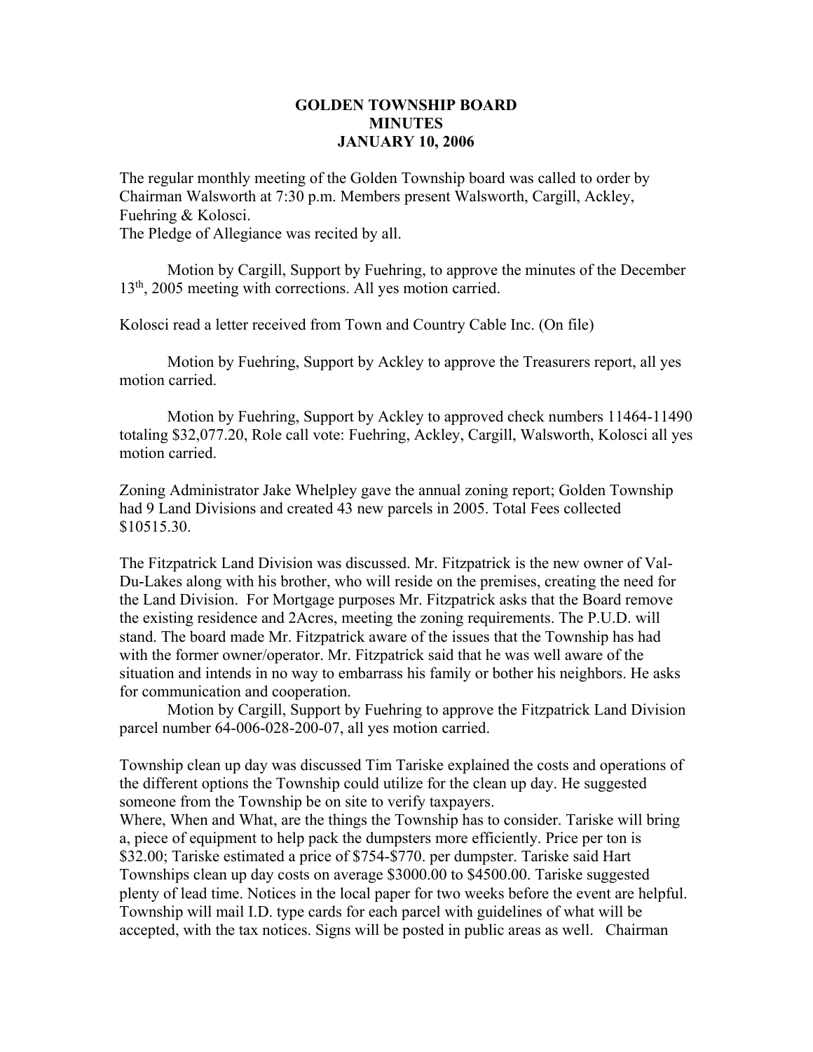# GOLDEN TOWNSHIP BOARD
# MINUTES
# JANUARY 10, 2006

The regular monthly meeting of the Golden Township board was called to order by Chairman Walsworth at 7:30 p.m. Members present Walsworth, Cargill, Ackley, Fuehring & Kolosci.
The Pledge of Allegiance was recited by all.

Motion by Cargill, Support by Fuehring, to approve the minutes of the December 13th, 2005 meeting with corrections. All yes motion carried.

Kolosci read a letter received from Town and Country Cable Inc. (On file)

Motion by Fuehring, Support by Ackley to approve the Treasurers report, all yes motion carried.

Motion by Fuehring, Support by Ackley to approved check numbers 11464-11490 totaling $32,077.20, Role call vote: Fuehring, Ackley, Cargill, Walsworth, Kolosci all yes motion carried.

Zoning Administrator Jake Whelpley gave the annual zoning report; Golden Township had 9 Land Divisions and created 43 new parcels in 2005. Total Fees collected $10515.30.

The Fitzpatrick Land Division was discussed. Mr. Fitzpatrick is the new owner of Val-Du-Lakes along with his brother, who will reside on the premises, creating the need for the Land Division. For Mortgage purposes Mr. Fitzpatrick asks that the Board remove the existing residence and 2Acres, meeting the zoning requirements. The P.U.D. will stand. The board made Mr. Fitzpatrick aware of the issues that the Township has had with the former owner/operator. Mr. Fitzpatrick said that he was well aware of the situation and intends in no way to embarrass his family or bother his neighbors. He asks for communication and cooperation.

Motion by Cargill, Support by Fuehring to approve the Fitzpatrick Land Division parcel number 64-006-028-200-07, all yes motion carried.

Township clean up day was discussed Tim Tariske explained the costs and operations of the different options the Township could utilize for the clean up day. He suggested someone from the Township be on site to verify taxpayers.
Where, When and What, are the things the Township has to consider. Tariske will bring a, piece of equipment to help pack the dumpsters more efficiently. Price per ton is $32.00; Tariske estimated a price of $754-$770. per dumpster. Tariske said Hart Townships clean up day costs on average $3000.00 to $4500.00. Tariske suggested plenty of lead time. Notices in the local paper for two weeks before the event are helpful. Township will mail I.D. type cards for each parcel with guidelines of what will be accepted, with the tax notices. Signs will be posted in public areas as well. Chairman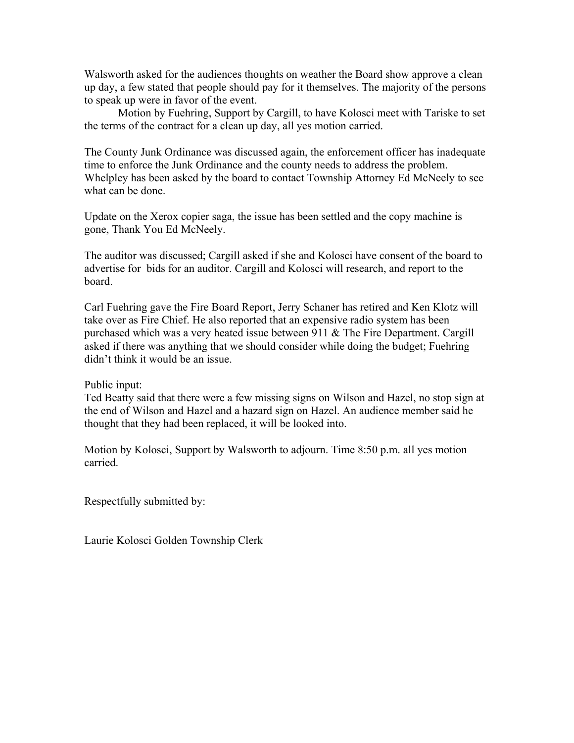Walsworth asked for the audiences thoughts on weather the Board show approve a clean up day, a few stated that people should pay for it themselves. The majority of the persons to speak up were in favor of the event.

Motion by Fuehring, Support by Cargill, to have Kolosci meet with Tariske to set the terms of the contract for a clean up day, all yes motion carried.

The County Junk Ordinance was discussed again, the enforcement officer has inadequate time to enforce the Junk Ordinance and the county needs to address the problem. Whelpley has been asked by the board to contact Township Attorney Ed McNeely to see what can be done.

Update on the Xerox copier saga, the issue has been settled and the copy machine is gone, Thank You Ed McNeely.

The auditor was discussed; Cargill asked if she and Kolosci have consent of the board to advertise for bids for an auditor. Cargill and Kolosci will research, and report to the board.

Carl Fuehring gave the Fire Board Report, Jerry Schaner has retired and Ken Klotz will take over as Fire Chief. He also reported that an expensive radio system has been purchased which was a very heated issue between 911 & The Fire Department. Cargill asked if there was anything that we should consider while doing the budget; Fuehring didn't think it would be an issue.

Public input:
Ted Beatty said that there were a few missing signs on Wilson and Hazel, no stop sign at the end of Wilson and Hazel and a hazard sign on Hazel. An audience member said he thought that they had been replaced, it will be looked into.

Motion by Kolosci, Support by Walsworth to adjourn. Time 8:50 p.m. all yes motion carried.

Respectfully submitted by:

Laurie Kolosci Golden Township Clerk